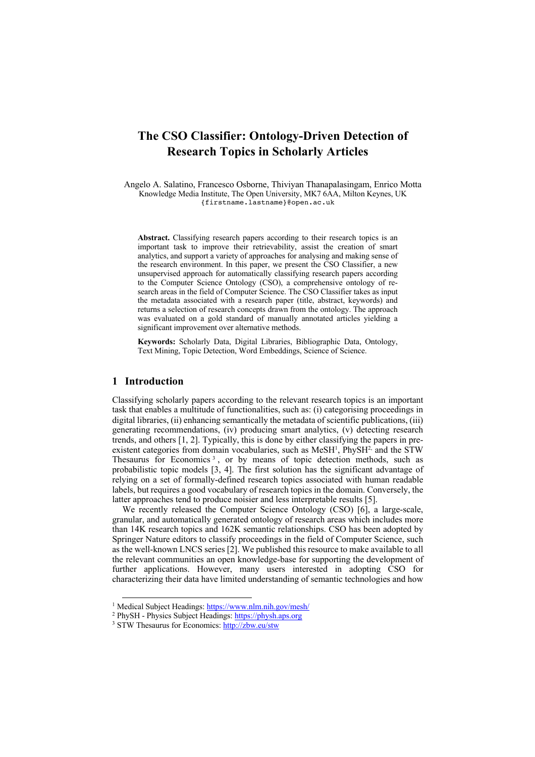# The CSO Classifier: Ontology-Driven Detection of Research Topics in Scholarly Articles

Angelo A. Salatino, Francesco Osborne, Thiviyan Thanapalasingam, Enrico Motta
Knowledge Media Institute, The Open University, MK7 6AA, Milton Keynes, UK
{firstname.lastname}@open.ac.uk

**Abstract.** Classifying research papers according to their research topics is an important task to improve their retrievability, assist the creation of smart analytics, and support a variety of approaches for analysing and making sense of the research environment. In this paper, we present the CSO Classifier, a new unsupervised approach for automatically classifying research papers according to the Computer Science Ontology (CSO), a comprehensive ontology of research areas in the field of Computer Science. The CSO Classifier takes as input the metadata associated with a research paper (title, abstract, keywords) and returns a selection of research concepts drawn from the ontology. The approach was evaluated on a gold standard of manually annotated articles yielding a significant improvement over alternative methods.

**Keywords:** Scholarly Data, Digital Libraries, Bibliographic Data, Ontology, Text Mining, Topic Detection, Word Embeddings, Science of Science.

## 1 Introduction

Classifying scholarly papers according to the relevant research topics is an important task that enables a multitude of functionalities, such as: (i) categorising proceedings in digital libraries, (ii) enhancing semantically the metadata of scientific publications, (iii) generating recommendations, (iv) producing smart analytics, (v) detecting research trends, and others [1, 2]. Typically, this is done by either classifying the papers in pre-existent categories from domain vocabularies, such as MeSH[1], PhySH[2], and the STW Thesaurus for Economics[3], or by means of topic detection methods, such as probabilistic topic models [3, 4]. The first solution has the significant advantage of relying on a set of formally-defined research topics associated with human readable labels, but requires a good vocabulary of research topics in the domain. Conversely, the latter approaches tend to produce noisier and less interpretable results [5].

We recently released the Computer Science Ontology (CSO) [6], a large-scale, granular, and automatically generated ontology of research areas which includes more than 14K research topics and 162K semantic relationships. CSO has been adopted by Springer Nature editors to classify proceedings in the field of Computer Science, such as the well-known LNCS series [2]. We published this resource to make available to all the relevant communities an open knowledge-base for supporting the development of further applications. However, many users interested in adopting CSO for characterizing their data have limited understanding of semantic technologies and how

[1] Medical Subject Headings: https://www.nlm.nih.gov/mesh/

[2] PhySH - Physics Subject Headings: https://physh.aps.org

[3] STW Thesaurus for Economics: http://zbw.eu/stw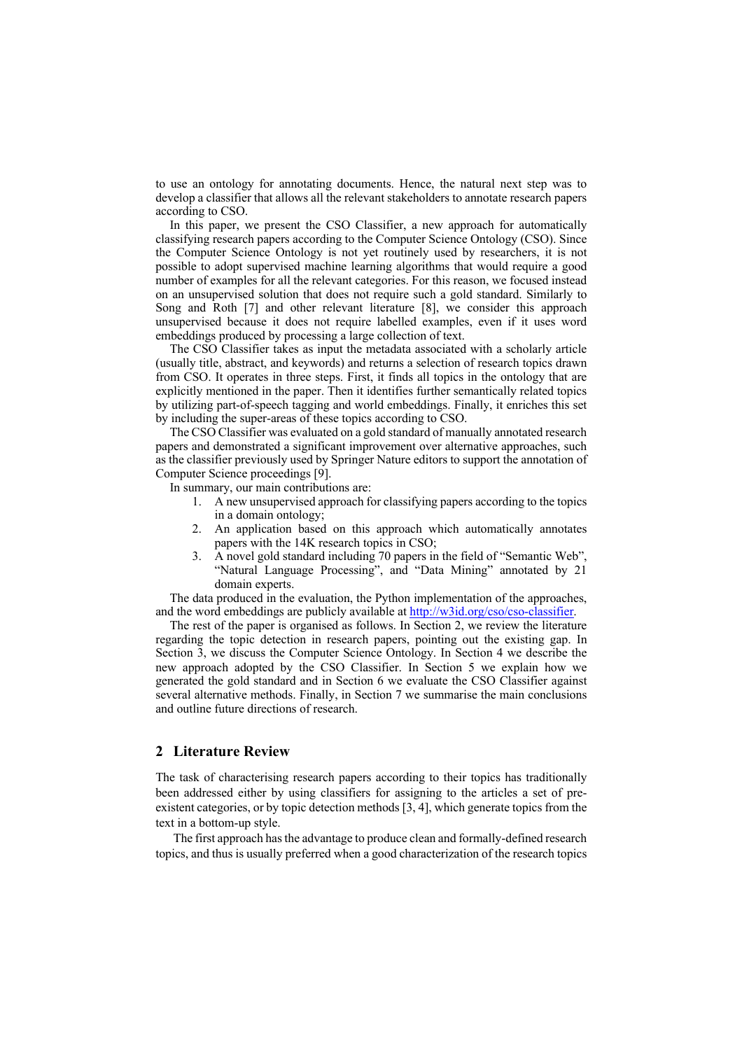to use an ontology for annotating documents. Hence, the natural next step was to develop a classifier that allows all the relevant stakeholders to annotate research papers according to CSO.

In this paper, we present the CSO Classifier, a new approach for automatically classifying research papers according to the Computer Science Ontology (CSO). Since the Computer Science Ontology is not yet routinely used by researchers, it is not possible to adopt supervised machine learning algorithms that would require a good number of examples for all the relevant categories. For this reason, we focused instead on an unsupervised solution that does not require such a gold standard. Similarly to Song and Roth [7] and other relevant literature [8], we consider this approach unsupervised because it does not require labelled examples, even if it uses word embeddings produced by processing a large collection of text.

The CSO Classifier takes as input the metadata associated with a scholarly article (usually title, abstract, and keywords) and returns a selection of research topics drawn from CSO. It operates in three steps. First, it finds all topics in the ontology that are explicitly mentioned in the paper. Then it identifies further semantically related topics by utilizing part-of-speech tagging and world embeddings. Finally, it enriches this set by including the super-areas of these topics according to CSO.

The CSO Classifier was evaluated on a gold standard of manually annotated research papers and demonstrated a significant improvement over alternative approaches, such as the classifier previously used by Springer Nature editors to support the annotation of Computer Science proceedings [9].

In summary, our main contributions are:

1. A new unsupervised approach for classifying papers according to the topics in a domain ontology;
2. An application based on this approach which automatically annotates papers with the 14K research topics in CSO;
3. A novel gold standard including 70 papers in the field of "Semantic Web", "Natural Language Processing", and "Data Mining" annotated by 21 domain experts.

The data produced in the evaluation, the Python implementation of the approaches, and the word embeddings are publicly available at http://w3id.org/cso/cso-classifier.

The rest of the paper is organised as follows. In Section 2, we review the literature regarding the topic detection in research papers, pointing out the existing gap. In Section 3, we discuss the Computer Science Ontology. In Section 4 we describe the new approach adopted by the CSO Classifier. In Section 5 we explain how we generated the gold standard and in Section 6 we evaluate the CSO Classifier against several alternative methods. Finally, in Section 7 we summarise the main conclusions and outline future directions of research.

## 2 Literature Review

The task of characterising research papers according to their topics has traditionally been addressed either by using classifiers for assigning to the articles a set of pre-existent categories, or by topic detection methods [3, 4], which generate topics from the text in a bottom-up style.

The first approach has the advantage to produce clean and formally-defined research topics, and thus is usually preferred when a good characterization of the research topics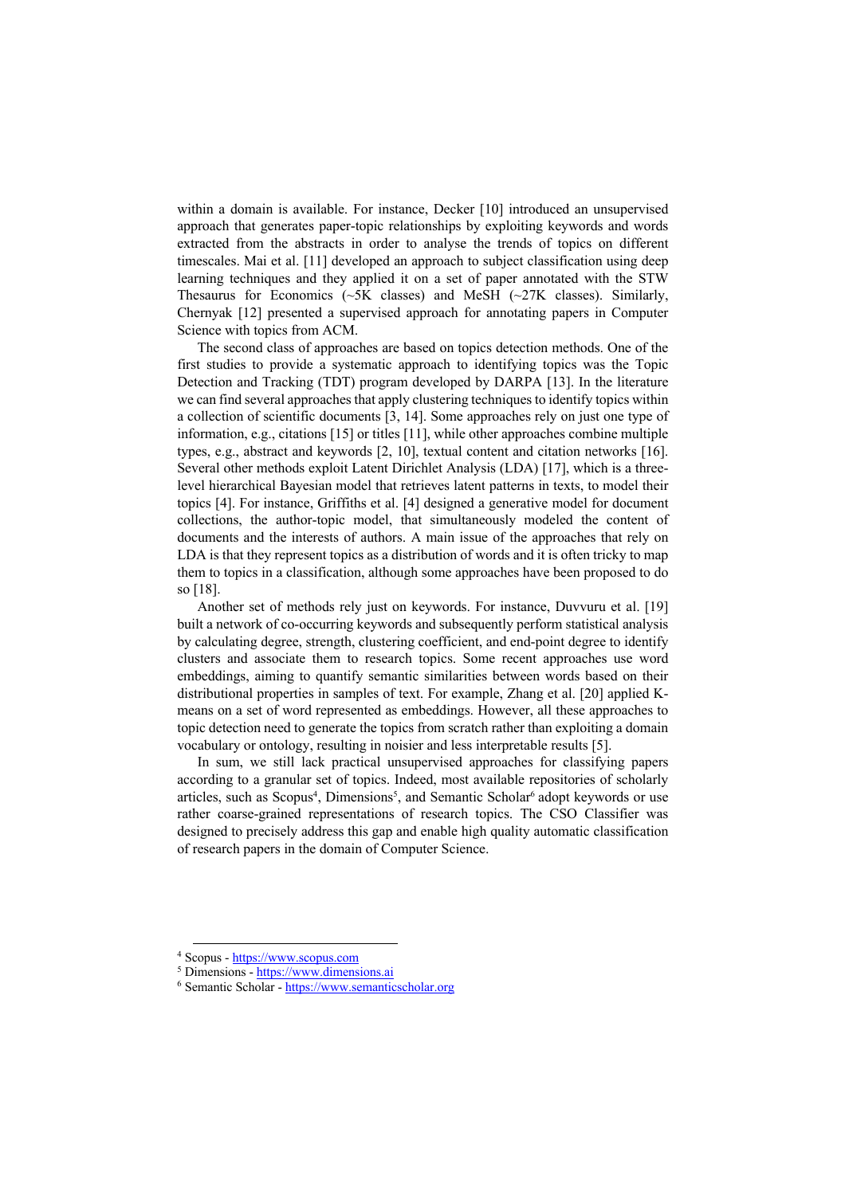within a domain is available. For instance, Decker [10] introduced an unsupervised approach that generates paper-topic relationships by exploiting keywords and words extracted from the abstracts in order to analyse the trends of topics on different timescales. Mai et al. [11] developed an approach to subject classification using deep learning techniques and they applied it on a set of paper annotated with the STW Thesaurus for Economics (~5K classes) and MeSH (~27K classes). Similarly, Chernyak [12] presented a supervised approach for annotating papers in Computer Science with topics from ACM.

The second class of approaches are based on topics detection methods. One of the first studies to provide a systematic approach to identifying topics was the Topic Detection and Tracking (TDT) program developed by DARPA [13]. In the literature we can find several approaches that apply clustering techniques to identify topics within a collection of scientific documents [3, 14]. Some approaches rely on just one type of information, e.g., citations [15] or titles [11], while other approaches combine multiple types, e.g., abstract and keywords [2, 10], textual content and citation networks [16]. Several other methods exploit Latent Dirichlet Analysis (LDA) [17], which is a three-level hierarchical Bayesian model that retrieves latent patterns in texts, to model their topics [4]. For instance, Griffiths et al. [4] designed a generative model for document collections, the author-topic model, that simultaneously modeled the content of documents and the interests of authors. A main issue of the approaches that rely on LDA is that they represent topics as a distribution of words and it is often tricky to map them to topics in a classification, although some approaches have been proposed to do so [18].

Another set of methods rely just on keywords. For instance, Duvvuru et al. [19] built a network of co-occurring keywords and subsequently perform statistical analysis by calculating degree, strength, clustering coefficient, and end-point degree to identify clusters and associate them to research topics. Some recent approaches use word embeddings, aiming to quantify semantic similarities between words based on their distributional properties in samples of text. For example, Zhang et al. [20] applied K-means on a set of word represented as embeddings. However, all these approaches to topic detection need to generate the topics from scratch rather than exploiting a domain vocabulary or ontology, resulting in noisier and less interpretable results [5].

In sum, we still lack practical unsupervised approaches for classifying papers according to a granular set of topics. Indeed, most available repositories of scholarly articles, such as Scopus[4], Dimensions[5], and Semantic Scholar[6] adopt keywords or use rather coarse-grained representations of research topics. The CSO Classifier was designed to precisely address this gap and enable high quality automatic classification of research papers in the domain of Computer Science.

[4] Scopus - https://www.scopus.com
[5] Dimensions - https://www.dimensions.ai
[6] Semantic Scholar - https://www.semanticscholar.org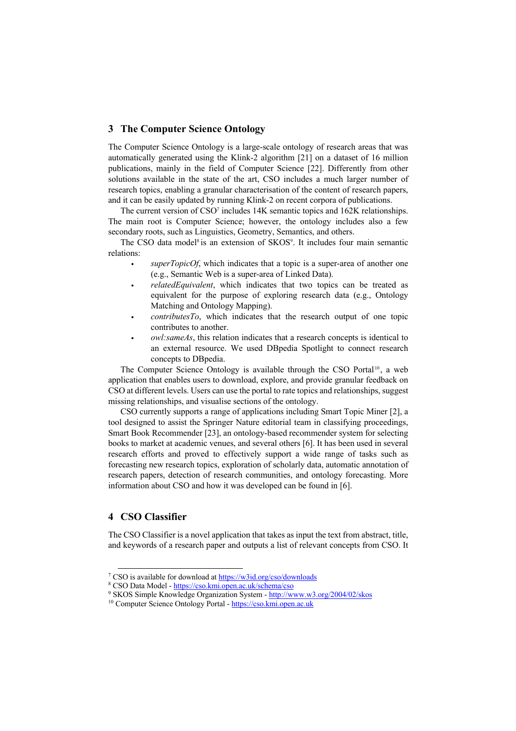## 3 The Computer Science Ontology

The Computer Science Ontology is a large-scale ontology of research areas that was automatically generated using the Klink-2 algorithm [21] on a dataset of 16 million publications, mainly in the field of Computer Science [22]. Differently from other solutions available in the state of the art, CSO includes a much larger number of research topics, enabling a granular characterisation of the content of research papers, and it can be easily updated by running Klink-2 on recent corpora of publications.

The current version of CSO[7] includes 14K semantic topics and 162K relationships. The main root is Computer Science; however, the ontology includes also a few secondary roots, such as Linguistics, Geometry, Semantics, and others.

The CSO data model[8] is an extension of SKOS[9]. It includes four main semantic relations:

- *superTopicOf*, which indicates that a topic is a super-area of another one (e.g., Semantic Web is a super-area of Linked Data).
- *relatedEquivalent*, which indicates that two topics can be treated as equivalent for the purpose of exploring research data (e.g., Ontology Matching and Ontology Mapping).
- *contributesTo*, which indicates that the research output of one topic contributes to another.
- *owl:sameAs*, this relation indicates that a research concepts is identical to an external resource. We used DBpedia Spotlight to connect research concepts to DBpedia.

The Computer Science Ontology is available through the CSO Portal[10], a web application that enables users to download, explore, and provide granular feedback on CSO at different levels. Users can use the portal to rate topics and relationships, suggest missing relationships, and visualise sections of the ontology.

CSO currently supports a range of applications including Smart Topic Miner [2], a tool designed to assist the Springer Nature editorial team in classifying proceedings, Smart Book Recommender [23], an ontology-based recommender system for selecting books to market at academic venues, and several others [6]. It has been used in several research efforts and proved to effectively support a wide range of tasks such as forecasting new research topics, exploration of scholarly data, automatic annotation of research papers, detection of research communities, and ontology forecasting. More information about CSO and how it was developed can be found in [6].

## 4 CSO Classifier

The CSO Classifier is a novel application that takes as input the text from abstract, title, and keywords of a research paper and outputs a list of relevant concepts from CSO. It

---

[7] CSO is available for download at https://w3id.org/cso/downloads

[8] CSO Data Model - https://cso.kmi.open.ac.uk/schema/cso

[9] SKOS Simple Knowledge Organization System - http://www.w3.org/2004/02/skos

[10] Computer Science Ontology Portal - https://cso.kmi.open.ac.uk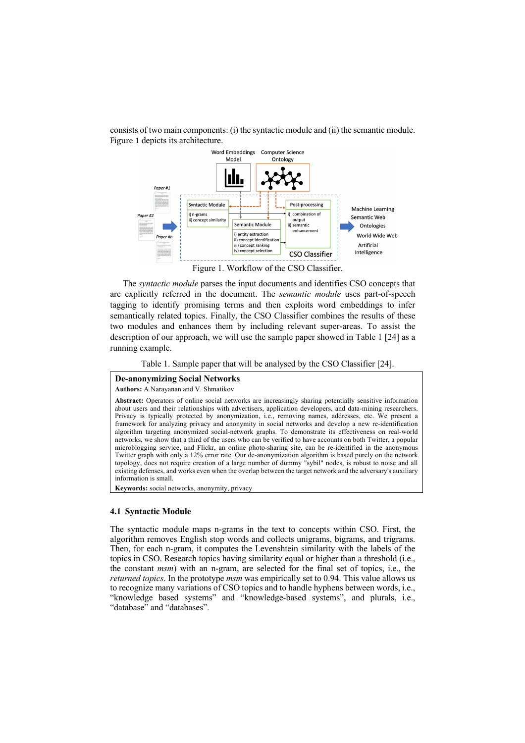consists of two main components: (i) the syntactic module and (ii) the semantic module. Figure 1 depicts its architecture.

Word Embeddings Model

Computer Science Ontology

Paper #1

Paper #2

Paper #n

Syntactic Module
i) n-grams
ii) concept similarity

Semantic Module
i) entity extraction
ii) concept identification
iii) concept ranking
iv) concept selection

Post-processing
i) combination of output
ii) semantic enhancement

CSO Classifier

Machine Learning
Semantic Web
Ontologies
World Wide Web
Artificial Intelligence

Figure 1. Workflow of the CSO Classifier.

The *syntactic module* parses the input documents and identifies CSO concepts that are explicitly referred in the document. The *semantic module* uses part-of-speech tagging to identify promising terms and then exploits word embeddings to infer semantically related topics. Finally, the CSO Classifier combines the results of these two modules and enhances them by including relevant super-areas. To assist the description of our approach, we will use the sample paper showed in Table 1 [24] as a running example.

Table 1. Sample paper that will be analysed by the CSO Classifier [24].

| |
|---|
| **De-anonymizing Social Networks** |
| **Authors:** A.Narayanan and V. Shmatikov |
| **Abstract:** Operators of online social networks are increasingly sharing potentially sensitive information about users and their relationships with advertisers, application developers, and data-mining researchers. Privacy is typically protected by anonymization, i.e., removing names, addresses, etc. We present a framework for analyzing privacy and anonymity in social networks and develop a new re-identification algorithm targeting anonymized social-network graphs. To demonstrate its effectiveness on real-world networks, we show that a third of the users who can be verified to have accounts on both Twitter, a popular microblogging service, and Flickr, an online photo-sharing site, can be re-identified in the anonymous Twitter graph with only a 12% error rate. Our de-anonymization algorithm is based purely on the network topology, does not require creation of a large number of dummy "sybil" nodes, is robust to noise and all existing defenses, and works even when the overlap between the target network and the adversary's auxiliary information is small. |
| **Keywords:** social networks, anonymity, privacy |

### 4.1 Syntactic Module

The syntactic module maps n-grams in the text to concepts within CSO. First, the algorithm removes English stop words and collects unigrams, bigrams, and trigrams. Then, for each n-gram, it computes the Levenshtein similarity with the labels of the topics in CSO. Research topics having similarity equal or higher than a threshold (i.e., the constant *msm*) with an n-gram, are selected for the final set of topics, i.e., the *returned topics*. In the prototype *msm* was empirically set to 0.94. This value allows us to recognize many variations of CSO topics and to handle hyphens between words, i.e., "knowledge based systems" and "knowledge-based systems", and plurals, i.e., "database" and "databases".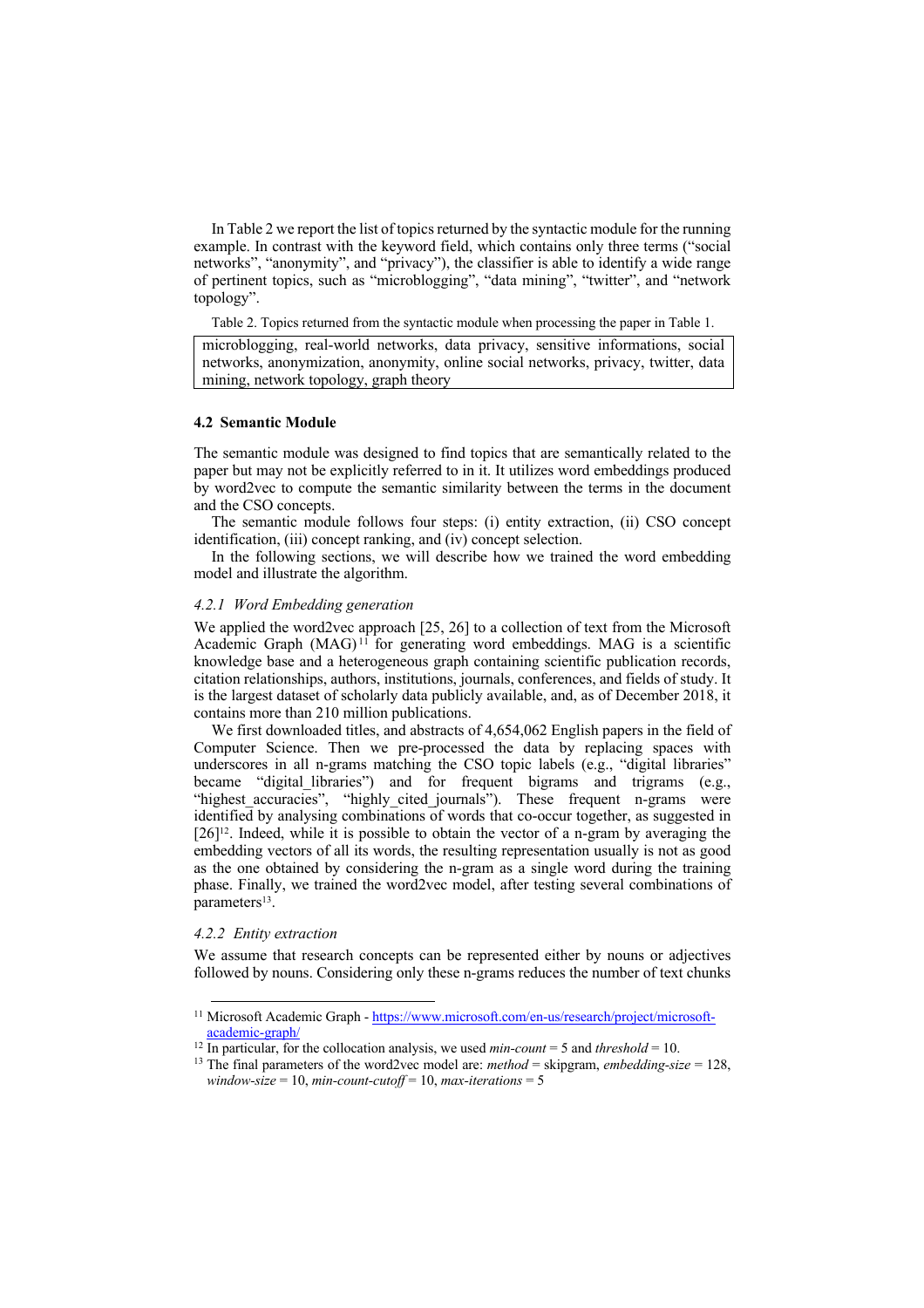In Table 2 we report the list of topics returned by the syntactic module for the running example. In contrast with the keyword field, which contains only three terms ("social networks", "anonymity", and "privacy"), the classifier is able to identify a wide range of pertinent topics, such as "microblogging", "data mining", "twitter", and "network topology".

Table 2. Topics returned from the syntactic module when processing the paper in Table 1.

| microblogging, real-world networks, data privacy, sensitive informations, social networks, anonymization, anonymity, online social networks, privacy, twitter, data mining, network topology, graph theory |
|---|

### 4.2 Semantic Module

The semantic module was designed to find topics that are semantically related to the paper but may not be explicitly referred to in it. It utilizes word embeddings produced by word2vec to compute the semantic similarity between the terms in the document and the CSO concepts.

The semantic module follows four steps: (i) entity extraction, (ii) CSO concept identification, (iii) concept ranking, and (iv) concept selection.

In the following sections, we will describe how we trained the word embedding model and illustrate the algorithm.

#### *4.2.1 Word Embedding generation*

We applied the word2vec approach [25, 26] to a collection of text from the Microsoft Academic Graph (MAG)[11] for generating word embeddings. MAG is a scientific knowledge base and a heterogeneous graph containing scientific publication records, citation relationships, authors, institutions, journals, conferences, and fields of study. It is the largest dataset of scholarly data publicly available, and, as of December 2018, it contains more than 210 million publications.

We first downloaded titles, and abstracts of 4,654,062 English papers in the field of Computer Science. Then we pre-processed the data by replacing spaces with underscores in all n-grams matching the CSO topic labels (e.g., "digital libraries" became "digital_libraries") and for frequent bigrams and trigrams (e.g., "highest_accuracies", "highly_cited_journals"). These frequent n-grams were identified by analysing combinations of words that co-occur together, as suggested in [26][12]. Indeed, while it is possible to obtain the vector of a n-gram by averaging the embedding vectors of all its words, the resulting representation usually is not as good as the one obtained by considering the n-gram as a single word during the training phase. Finally, we trained the word2vec model, after testing several combinations of parameters[13].

#### *4.2.2 Entity extraction*

We assume that research concepts can be represented either by nouns or adjectives followed by nouns. Considering only these n-grams reduces the number of text chunks

---

[11] Microsoft Academic Graph - https://www.microsoft.com/en-us/research/project/microsoft-academic-graph/

[12] In particular, for the collocation analysis, we used *min-count* = 5 and *threshold* = 10.

[13] The final parameters of the word2vec model are: *method* = skipgram, *embedding-size* = 128, *window-size* = 10, *min-count-cutoff* = 10, *max-iterations* = 5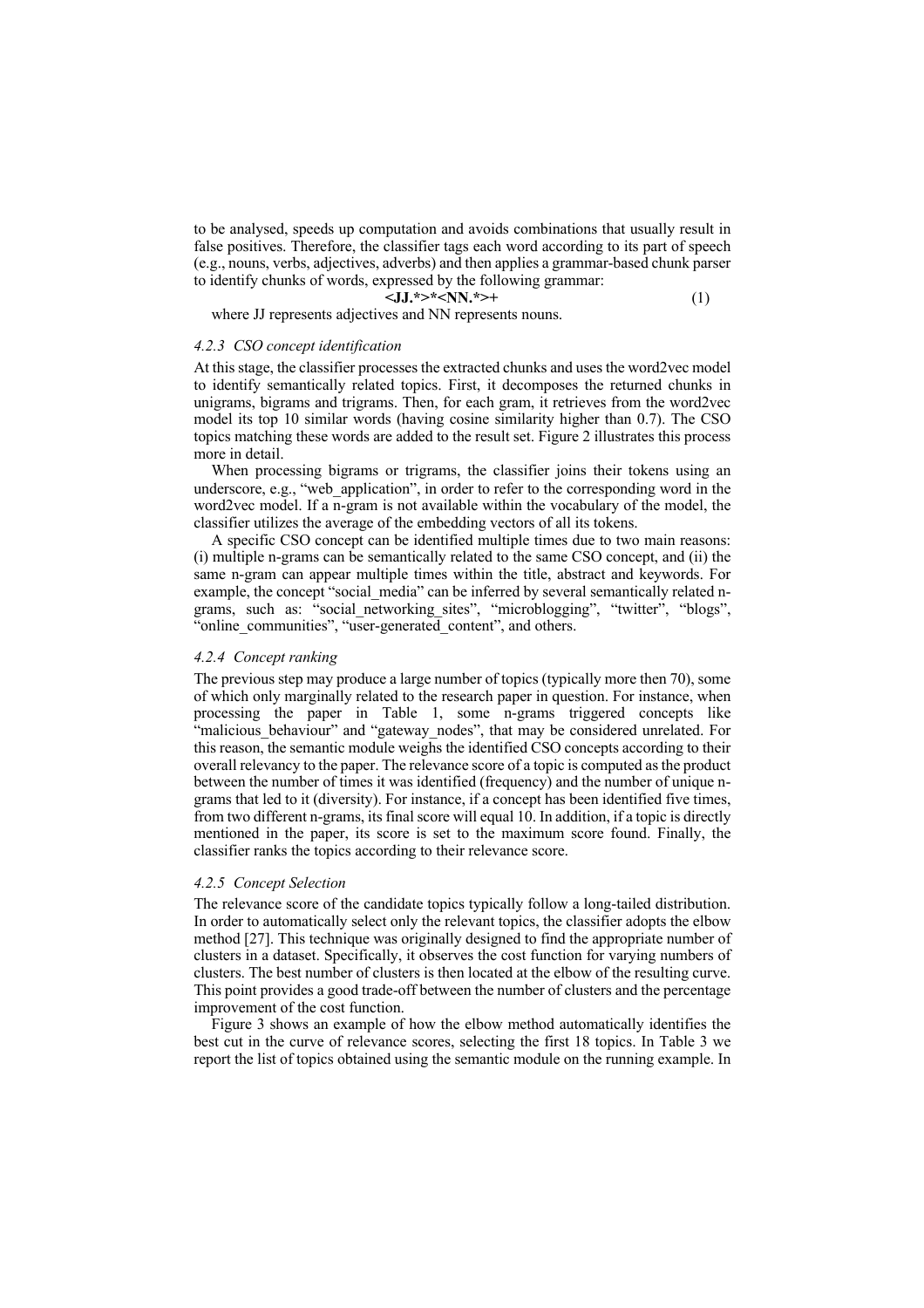to be analysed, speeds up computation and avoids combinations that usually result in false positives. Therefore, the classifier tags each word according to its part of speech (e.g., nouns, verbs, adjectives, adverbs) and then applies a grammar-based chunk parser to identify chunks of words, expressed by the following grammar:

$$\textbf{<JJ.*>*<NN.*>+} \tag{1}$$

where JJ represents adjectives and NN represents nouns.

#### 4.2.3 CSO concept identification

At this stage, the classifier processes the extracted chunks and uses the word2vec model to identify semantically related topics. First, it decomposes the returned chunks in unigrams, bigrams and trigrams. Then, for each gram, it retrieves from the word2vec model its top 10 similar words (having cosine similarity higher than 0.7). The CSO topics matching these words are added to the result set. Figure 2 illustrates this process more in detail.

When processing bigrams or trigrams, the classifier joins their tokens using an underscore, e.g., "web_application", in order to refer to the corresponding word in the word2vec model. If a n-gram is not available within the vocabulary of the model, the classifier utilizes the average of the embedding vectors of all its tokens.

A specific CSO concept can be identified multiple times due to two main reasons: (i) multiple n-grams can be semantically related to the same CSO concept, and (ii) the same n-gram can appear multiple times within the title, abstract and keywords. For example, the concept "social_media" can be inferred by several semantically related n-grams, such as: "social_networking_sites", "microblogging", "twitter", "blogs", "online_communities", "user-generated_content", and others.

#### 4.2.4 Concept ranking

The previous step may produce a large number of topics (typically more then 70), some of which only marginally related to the research paper in question. For instance, when processing the paper in Table 1, some n-grams triggered concepts like "malicious_behaviour" and "gateway_nodes", that may be considered unrelated. For this reason, the semantic module weighs the identified CSO concepts according to their overall relevancy to the paper. The relevance score of a topic is computed as the product between the number of times it was identified (frequency) and the number of unique n-grams that led to it (diversity). For instance, if a concept has been identified five times, from two different n-grams, its final score will equal 10. In addition, if a topic is directly mentioned in the paper, its score is set to the maximum score found. Finally, the classifier ranks the topics according to their relevance score.

#### 4.2.5 Concept Selection

The relevance score of the candidate topics typically follow a long-tailed distribution. In order to automatically select only the relevant topics, the classifier adopts the elbow method [27]. This technique was originally designed to find the appropriate number of clusters in a dataset. Specifically, it observes the cost function for varying numbers of clusters. The best number of clusters is then located at the elbow of the resulting curve. This point provides a good trade-off between the number of clusters and the percentage improvement of the cost function.

Figure 3 shows an example of how the elbow method automatically identifies the best cut in the curve of relevance scores, selecting the first 18 topics. In Table 3 we report the list of topics obtained using the semantic module on the running example. In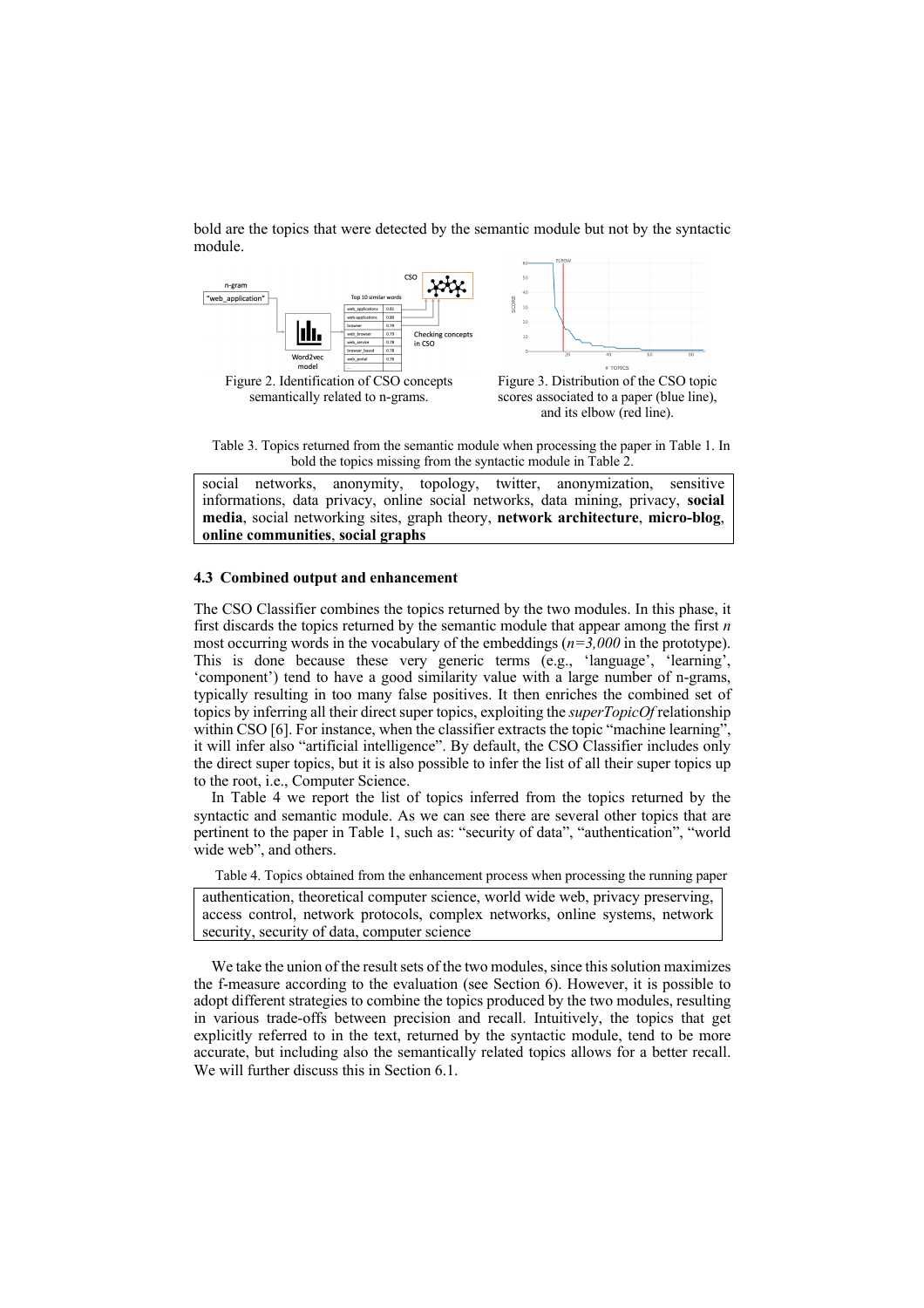bold are the topics that were detected by the semantic module but not by the syntactic module.

Figure 2. Identification of CSO concepts semantically related to n-grams.

Figure 3. Distribution of the CSO topic scores associated to a paper (blue line), and its elbow (red line).

Table 3. Topics returned from the semantic module when processing the paper in Table 1. In bold the topics missing from the syntactic module in Table 2.

| social networks, anonymity, topology, twitter, anonymization, sensitive informations, data privacy, online social networks, data mining, privacy, **social media**, social networking sites, graph theory, **network architecture**, **micro-blog**, **online communities**, **social graphs** |
|---|

### 4.3 Combined output and enhancement

The CSO Classifier combines the topics returned by the two modules. In this phase, it first discards the topics returned by the semantic module that appear among the first *n* most occurring words in the vocabulary of the embeddings (*n=3,000* in the prototype). This is done because these very generic terms (e.g., 'language', 'learning', 'component') tend to have a good similarity value with a large number of n-grams, typically resulting in too many false positives. It then enriches the combined set of topics by inferring all their direct super topics, exploiting the *superTopicOf* relationship within CSO [6]. For instance, when the classifier extracts the topic "machine learning", it will infer also "artificial intelligence". By default, the CSO Classifier includes only the direct super topics, but it is also possible to infer the list of all their super topics up to the root, i.e., Computer Science.

In Table 4 we report the list of topics inferred from the topics returned by the syntactic and semantic module. As we can see there are several other topics that are pertinent to the paper in Table 1, such as: "security of data", "authentication", "world wide web", and others.

Table 4. Topics obtained from the enhancement process when processing the running paper

| authentication, theoretical computer science, world wide web, privacy preserving, access control, network protocols, complex networks, online systems, network security, security of data, computer science |
|---|

We take the union of the result sets of the two modules, since this solution maximizes the f-measure according to the evaluation (see Section 6). However, it is possible to adopt different strategies to combine the topics produced by the two modules, resulting in various trade-offs between precision and recall. Intuitively, the topics that get explicitly referred to in the text, returned by the syntactic module, tend to be more accurate, but including also the semantically related topics allows for a better recall. We will further discuss this in Section 6.1.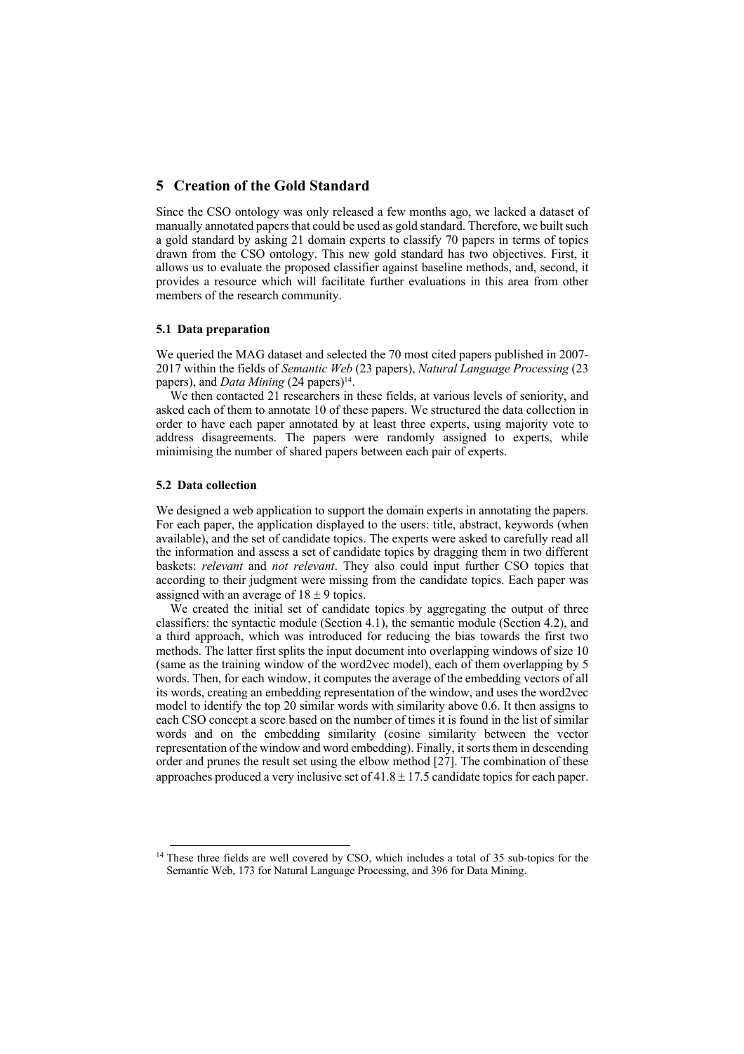## 5 Creation of the Gold Standard

Since the CSO ontology was only released a few months ago, we lacked a dataset of manually annotated papers that could be used as gold standard. Therefore, we built such a gold standard by asking 21 domain experts to classify 70 papers in terms of topics drawn from the CSO ontology. This new gold standard has two objectives. First, it allows us to evaluate the proposed classifier against baseline methods, and, second, it provides a resource which will facilitate further evaluations in this area from other members of the research community.

### 5.1 Data preparation

We queried the MAG dataset and selected the 70 most cited papers published in 2007-2017 within the fields of *Semantic Web* (23 papers), *Natural Language Processing* (23 papers), and *Data Mining* (24 papers)[14].

We then contacted 21 researchers in these fields, at various levels of seniority, and asked each of them to annotate 10 of these papers. We structured the data collection in order to have each paper annotated by at least three experts, using majority vote to address disagreements. The papers were randomly assigned to experts, while minimising the number of shared papers between each pair of experts.

### 5.2 Data collection

We designed a web application to support the domain experts in annotating the papers. For each paper, the application displayed to the users: title, abstract, keywords (when available), and the set of candidate topics. The experts were asked to carefully read all the information and assess a set of candidate topics by dragging them in two different baskets: *relevant* and *not relevant*. They also could input further CSO topics that according to their judgment were missing from the candidate topics. Each paper was assigned with an average of $18 \pm 9$ topics.

We created the initial set of candidate topics by aggregating the output of three classifiers: the syntactic module (Section 4.1), the semantic module (Section 4.2), and a third approach, which was introduced for reducing the bias towards the first two methods. The latter first splits the input document into overlapping windows of size 10 (same as the training window of the word2vec model), each of them overlapping by 5 words. Then, for each window, it computes the average of the embedding vectors of all its words, creating an embedding representation of the window, and uses the word2vec model to identify the top 20 similar words with similarity above 0.6. It then assigns to each CSO concept a score based on the number of times it is found in the list of similar words and on the embedding similarity (cosine similarity between the vector representation of the window and word embedding). Finally, it sorts them in descending order and prunes the result set using the elbow method [27]. The combination of these approaches produced a very inclusive set of $41.8 \pm 17.5$ candidate topics for each paper.

---

[14] These three fields are well covered by CSO, which includes a total of 35 sub-topics for the Semantic Web, 173 for Natural Language Processing, and 396 for Data Mining.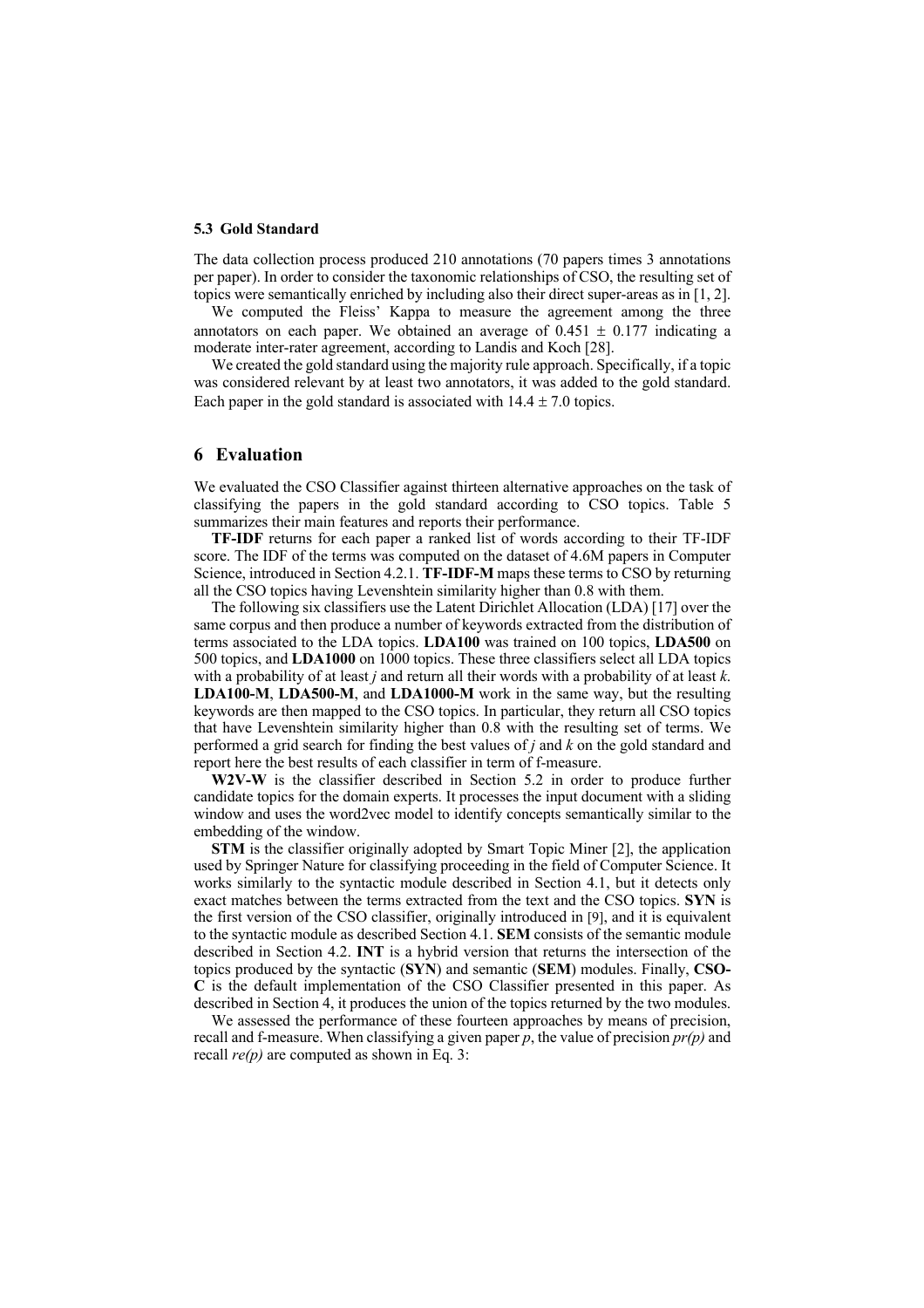### 5.3 Gold Standard

The data collection process produced 210 annotations (70 papers times 3 annotations per paper). In order to consider the taxonomic relationships of CSO, the resulting set of topics were semantically enriched by including also their direct super-areas as in [1, 2].

We computed the Fleiss' Kappa to measure the agreement among the three annotators on each paper. We obtained an average of $0.451 \pm 0.177$ indicating a moderate inter-rater agreement, according to Landis and Koch [28].

We created the gold standard using the majority rule approach. Specifically, if a topic was considered relevant by at least two annotators, it was added to the gold standard. Each paper in the gold standard is associated with $14.4 \pm 7.0$ topics.

## 6 Evaluation

We evaluated the CSO Classifier against thirteen alternative approaches on the task of classifying the papers in the gold standard according to CSO topics. Table 5 summarizes their main features and reports their performance.

**TF-IDF** returns for each paper a ranked list of words according to their TF-IDF score. The IDF of the terms was computed on the dataset of 4.6M papers in Computer Science, introduced in Section 4.2.1. **TF-IDF-M** maps these terms to CSO by returning all the CSO topics having Levenshtein similarity higher than 0.8 with them.

The following six classifiers use the Latent Dirichlet Allocation (LDA) [17] over the same corpus and then produce a number of keywords extracted from the distribution of terms associated to the LDA topics. **LDA100** was trained on 100 topics, **LDA500** on 500 topics, and **LDA1000** on 1000 topics. These three classifiers select all LDA topics with a probability of at least *j* and return all their words with a probability of at least *k*. **LDA100-M**, **LDA500-M**, and **LDA1000-M** work in the same way, but the resulting keywords are then mapped to the CSO topics. In particular, they return all CSO topics that have Levenshtein similarity higher than 0.8 with the resulting set of terms. We performed a grid search for finding the best values of *j* and *k* on the gold standard and report here the best results of each classifier in term of f-measure.

**W2V-W** is the classifier described in Section 5.2 in order to produce further candidate topics for the domain experts. It processes the input document with a sliding window and uses the word2vec model to identify concepts semantically similar to the embedding of the window.

**STM** is the classifier originally adopted by Smart Topic Miner [2], the application used by Springer Nature for classifying proceeding in the field of Computer Science. It works similarly to the syntactic module described in Section 4.1, but it detects only exact matches between the terms extracted from the text and the CSO topics. **SYN** is the first version of the CSO classifier, originally introduced in [9], and it is equivalent to the syntactic module as described Section 4.1. **SEM** consists of the semantic module described in Section 4.2. **INT** is a hybrid version that returns the intersection of the topics produced by the syntactic (**SYN**) and semantic (**SEM**) modules. Finally, **CSO-C** is the default implementation of the CSO Classifier presented in this paper. As described in Section 4, it produces the union of the topics returned by the two modules.

We assessed the performance of these fourteen approaches by means of precision, recall and f-measure. When classifying a given paper *p*, the value of precision *pr(p)* and recall *re(p)* are computed as shown in Eq. 3: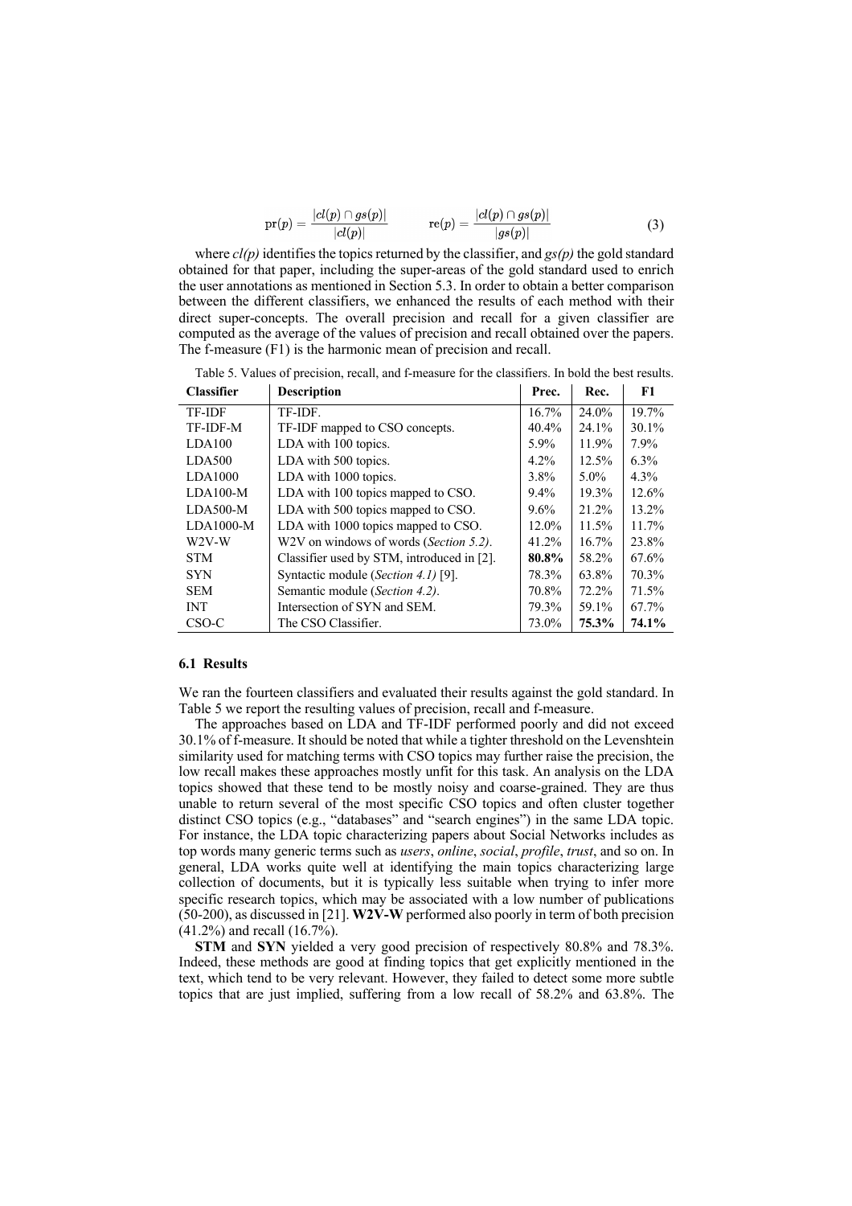$$\mathrm{pr}(p) = \frac{|cl(p) \cap gs(p)|}{|cl(p)|} \qquad \mathrm{re}(p) = \frac{|cl(p) \cap gs(p)|}{|gs(p)|} \tag{3}$$

where *cl(p)* identifies the topics returned by the classifier, and *gs(p)* the gold standard obtained for that paper, including the super-areas of the gold standard used to enrich the user annotations as mentioned in Section 5.3. In order to obtain a better comparison between the different classifiers, we enhanced the results of each method with their direct super-concepts. The overall precision and recall for a given classifier are computed as the average of the values of precision and recall obtained over the papers. The f-measure (F1) is the harmonic mean of precision and recall.

Table 5. Values of precision, recall, and f-measure for the classifiers. In bold the best results.

| Classifier | Description | Prec. | Rec. | F1 |
|---|---|---|---|---|
| TF-IDF | TF-IDF. | 16.7% | 24.0% | 19.7% |
| TF-IDF-M | TF-IDF mapped to CSO concepts. | 40.4% | 24.1% | 30.1% |
| LDA100 | LDA with 100 topics. | 5.9% | 11.9% | 7.9% |
| LDA500 | LDA with 500 topics. | 4.2% | 12.5% | 6.3% |
| LDA1000 | LDA with 1000 topics. | 3.8% | 5.0% | 4.3% |
| LDA100-M | LDA with 100 topics mapped to CSO. | 9.4% | 19.3% | 12.6% |
| LDA500-M | LDA with 500 topics mapped to CSO. | 9.6% | 21.2% | 13.2% |
| LDA1000-M | LDA with 1000 topics mapped to CSO. | 12.0% | 11.5% | 11.7% |
| W2V-W | W2V on windows of words (*Section 5.2)*. | 41.2% | 16.7% | 23.8% |
| STM | Classifier used by STM, introduced in [2]. | **80.8%** | 58.2% | 67.6% |
| SYN | Syntactic module (*Section 4.1)* [9]. | 78.3% | 63.8% | 70.3% |
| SEM | Semantic module (*Section 4.2)*. | 70.8% | 72.2% | 71.5% |
| INT | Intersection of SYN and SEM. | 79.3% | 59.1% | 67.7% |
| CSO-C | The CSO Classifier. | 73.0% | **75.3%** | **74.1%** |

### 6.1 Results

We ran the fourteen classifiers and evaluated their results against the gold standard. In Table 5 we report the resulting values of precision, recall and f-measure.

The approaches based on LDA and TF-IDF performed poorly and did not exceed 30.1% of f-measure. It should be noted that while a tighter threshold on the Levenshtein similarity used for matching terms with CSO topics may further raise the precision, the low recall makes these approaches mostly unfit for this task. An analysis on the LDA topics showed that these tend to be mostly noisy and coarse-grained. They are thus unable to return several of the most specific CSO topics and often cluster together distinct CSO topics (e.g., "databases" and "search engines") in the same LDA topic. For instance, the LDA topic characterizing papers about Social Networks includes as top words many generic terms such as *users*, *online*, *social*, *profile*, *trust*, and so on. In general, LDA works quite well at identifying the main topics characterizing large collection of documents, but it is typically less suitable when trying to infer more specific research topics, which may be associated with a low number of publications (50-200), as discussed in [21]. **W2V-W** performed also poorly in term of both precision (41.2%) and recall (16.7%).

**STM** and **SYN** yielded a very good precision of respectively 80.8% and 78.3%. Indeed, these methods are good at finding topics that get explicitly mentioned in the text, which tend to be very relevant. However, they failed to detect some more subtle topics that are just implied, suffering from a low recall of 58.2% and 63.8%. The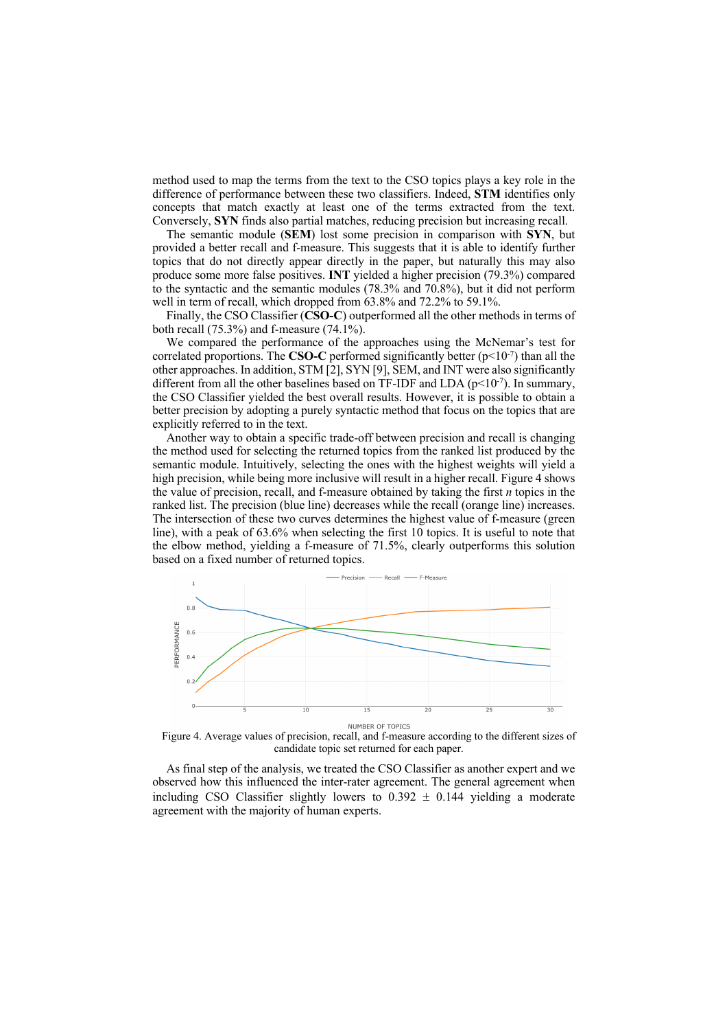method used to map the terms from the text to the CSO topics plays a key role in the difference of performance between these two classifiers. Indeed, **STM** identifies only concepts that match exactly at least one of the terms extracted from the text. Conversely, **SYN** finds also partial matches, reducing precision but increasing recall.

The semantic module (**SEM**) lost some precision in comparison with **SYN**, but provided a better recall and f-measure. This suggests that it is able to identify further topics that do not directly appear directly in the paper, but naturally this may also produce some more false positives. **INT** yielded a higher precision (79.3%) compared to the syntactic and the semantic modules (78.3% and 70.8%), but it did not perform well in term of recall, which dropped from 63.8% and 72.2% to 59.1%.

Finally, the CSO Classifier (**CSO-C**) outperformed all the other methods in terms of both recall (75.3%) and f-measure (74.1%).

We compared the performance of the approaches using the McNemar's test for correlated proportions. The **CSO-C** performed significantly better ($p<10^{-7}$) than all the other approaches. In addition, STM [2], SYN [9], SEM, and INT were also significantly different from all the other baselines based on TF-IDF and LDA ($p<10^{-7}$). In summary, the CSO Classifier yielded the best overall results. However, it is possible to obtain a better precision by adopting a purely syntactic method that focus on the topics that are explicitly referred to in the text.

Another way to obtain a specific trade-off between precision and recall is changing the method used for selecting the returned topics from the ranked list produced by the semantic module. Intuitively, selecting the ones with the highest weights will yield a high precision, while being more inclusive will result in a higher recall. Figure 4 shows the value of precision, recall, and f-measure obtained by taking the first *n* topics in the ranked list. The precision (blue line) decreases while the recall (orange line) increases. The intersection of these two curves determines the highest value of f-measure (green line), with a peak of 63.6% when selecting the first 10 topics. It is useful to note that the elbow method, yielding a f-measure of 71.5%, clearly outperforms this solution based on a fixed number of returned topics.

Figure 4. Average values of precision, recall, and f-measure according to the different sizes of candidate topic set returned for each paper.

As final step of the analysis, we treated the CSO Classifier as another expert and we observed how this influenced the inter-rater agreement. The general agreement when including CSO Classifier slightly lowers to 0.392 ± 0.144 yielding a moderate agreement with the majority of human experts.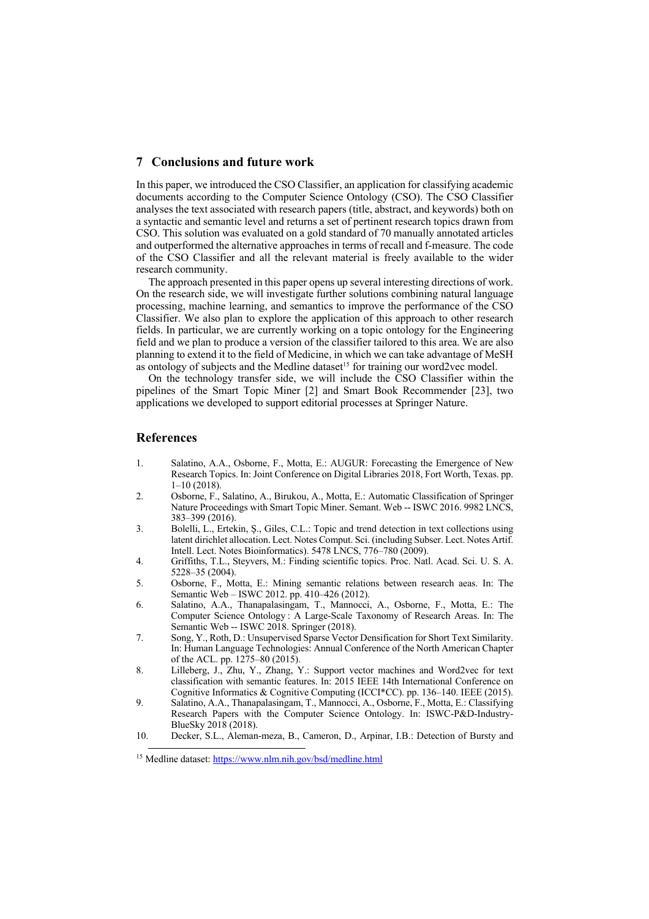## 7 Conclusions and future work

In this paper, we introduced the CSO Classifier, an application for classifying academic documents according to the Computer Science Ontology (CSO). The CSO Classifier analyses the text associated with research papers (title, abstract, and keywords) both on a syntactic and semantic level and returns a set of pertinent research topics drawn from CSO. This solution was evaluated on a gold standard of 70 manually annotated articles and outperformed the alternative approaches in terms of recall and f-measure. The code of the CSO Classifier and all the relevant material is freely available to the wider research community.

The approach presented in this paper opens up several interesting directions of work. On the research side, we will investigate further solutions combining natural language processing, machine learning, and semantics to improve the performance of the CSO Classifier. We also plan to explore the application of this approach to other research fields. In particular, we are currently working on a topic ontology for the Engineering field and we plan to produce a version of the classifier tailored to this area. We are also planning to extend it to the field of Medicine, in which we can take advantage of MeSH as ontology of subjects and the Medline dataset[15] for training our word2vec model.

On the technology transfer side, we will include the CSO Classifier within the pipelines of the Smart Topic Miner [2] and Smart Book Recommender [23], two applications we developed to support editorial processes at Springer Nature.

## References

1. Salatino, A.A., Osborne, F., Motta, E.: AUGUR: Forecasting the Emergence of New Research Topics. In: Joint Conference on Digital Libraries 2018, Fort Worth, Texas. pp. 1–10 (2018).
2. Osborne, F., Salatino, A., Birukou, A., Motta, E.: Automatic Classification of Springer Nature Proceedings with Smart Topic Miner. Semant. Web -- ISWC 2016. 9982 LNCS, 383–399 (2016).
3. Bolelli, L., Ertekin, Ş., Giles, C.L.: Topic and trend detection in text collections using latent dirichlet allocation. Lect. Notes Comput. Sci. (including Subser. Lect. Notes Artif. Intell. Lect. Notes Bioinformatics). 5478 LNCS, 776–780 (2009).
4. Griffiths, T.L., Steyvers, M.: Finding scientific topics. Proc. Natl. Acad. Sci. U. S. A. 5228–35 (2004).
5. Osborne, F., Motta, E.: Mining semantic relations between research aeas. In: The Semantic Web – ISWC 2012. pp. 410–426 (2012).
6. Salatino, A.A., Thanapalasingam, T., Mannocci, A., Osborne, F., Motta, E.: The Computer Science Ontology : A Large-Scale Taxonomy of Research Areas. In: The Semantic Web -- ISWC 2018. Springer (2018).
7. Song, Y., Roth, D.: Unsupervised Sparse Vector Densification for Short Text Similarity. In: Human Language Technologies: Annual Conference of the North American Chapter of the ACL. pp. 1275–80 (2015).
8. Lilleberg, J., Zhu, Y., Zhang, Y.: Support vector machines and Word2vec for text classification with semantic features. In: 2015 IEEE 14th International Conference on Cognitive Informatics & Cognitive Computing (ICCI*CC). pp. 136–140. IEEE (2015).
9. Salatino, A.A., Thanapalasingam, T., Mannocci, A., Osborne, F., Motta, E.: Classifying Research Papers with the Computer Science Ontology. In: ISWC-P&D-Industry-BlueSky 2018 (2018).
10. Decker, S.L., Aleman-meza, B., Cameron, D., Arpinar, I.B.: Detection of Bursty and

[15] Medline dataset: https://www.nlm.nih.gov/bsd/medline.html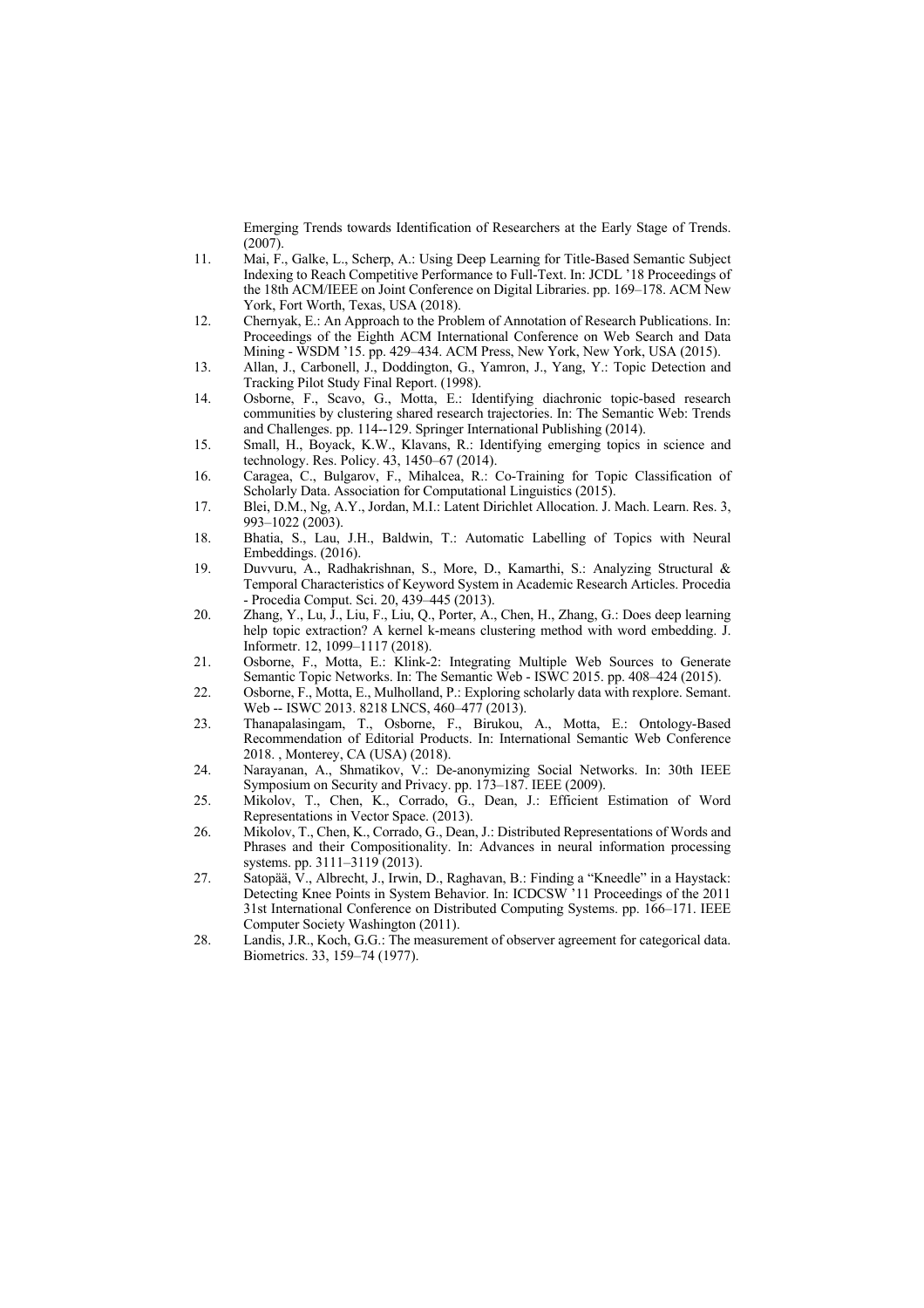Emerging Trends towards Identification of Researchers at the Early Stage of Trends. (2007).

11. Mai, F., Galke, L., Scherp, A.: Using Deep Learning for Title-Based Semantic Subject Indexing to Reach Competitive Performance to Full-Text. In: JCDL '18 Proceedings of the 18th ACM/IEEE on Joint Conference on Digital Libraries. pp. 169–178. ACM New York, Fort Worth, Texas, USA (2018).
12. Chernyak, E.: An Approach to the Problem of Annotation of Research Publications. In: Proceedings of the Eighth ACM International Conference on Web Search and Data Mining - WSDM '15. pp. 429–434. ACM Press, New York, New York, USA (2015).
13. Allan, J., Carbonell, J., Doddington, G., Yamron, J., Yang, Y.: Topic Detection and Tracking Pilot Study Final Report. (1998).
14. Osborne, F., Scavo, G., Motta, E.: Identifying diachronic topic-based research communities by clustering shared research trajectories. In: The Semantic Web: Trends and Challenges. pp. 114--129. Springer International Publishing (2014).
15. Small, H., Boyack, K.W., Klavans, R.: Identifying emerging topics in science and technology. Res. Policy. 43, 1450–67 (2014).
16. Caragea, C., Bulgarov, F., Mihalcea, R.: Co-Training for Topic Classification of Scholarly Data. Association for Computational Linguistics (2015).
17. Blei, D.M., Ng, A.Y., Jordan, M.I.: Latent Dirichlet Allocation. J. Mach. Learn. Res. 3, 993–1022 (2003).
18. Bhatia, S., Lau, J.H., Baldwin, T.: Automatic Labelling of Topics with Neural Embeddings. (2016).
19. Duvvuru, A., Radhakrishnan, S., More, D., Kamarthi, S.: Analyzing Structural & Temporal Characteristics of Keyword System in Academic Research Articles. Procedia - Procedia Comput. Sci. 20, 439–445 (2013).
20. Zhang, Y., Lu, J., Liu, F., Liu, Q., Porter, A., Chen, H., Zhang, G.: Does deep learning help topic extraction? A kernel k-means clustering method with word embedding. J. Informetr. 12, 1099–1117 (2018).
21. Osborne, F., Motta, E.: Klink-2: Integrating Multiple Web Sources to Generate Semantic Topic Networks. In: The Semantic Web - ISWC 2015. pp. 408–424 (2015).
22. Osborne, F., Motta, E., Mulholland, P.: Exploring scholarly data with rexplore. Semant. Web -- ISWC 2013. 8218 LNCS, 460–477 (2013).
23. Thanapalasingam, T., Osborne, F., Birukou, A., Motta, E.: Ontology-Based Recommendation of Editorial Products. In: International Semantic Web Conference 2018. , Monterey, CA (USA) (2018).
24. Narayanan, A., Shmatikov, V.: De-anonymizing Social Networks. In: 30th IEEE Symposium on Security and Privacy. pp. 173–187. IEEE (2009).
25. Mikolov, T., Chen, K., Corrado, G., Dean, J.: Efficient Estimation of Word Representations in Vector Space. (2013).
26. Mikolov, T., Chen, K., Corrado, G., Dean, J.: Distributed Representations of Words and Phrases and their Compositionality. In: Advances in neural information processing systems. pp. 3111–3119 (2013).
27. Satopää, V., Albrecht, J., Irwin, D., Raghavan, B.: Finding a "Kneedle" in a Haystack: Detecting Knee Points in System Behavior. In: ICDCSW '11 Proceedings of the 2011 31st International Conference on Distributed Computing Systems. pp. 166–171. IEEE Computer Society Washington (2011).
28. Landis, J.R., Koch, G.G.: The measurement of observer agreement for categorical data. Biometrics. 33, 159–74 (1977).